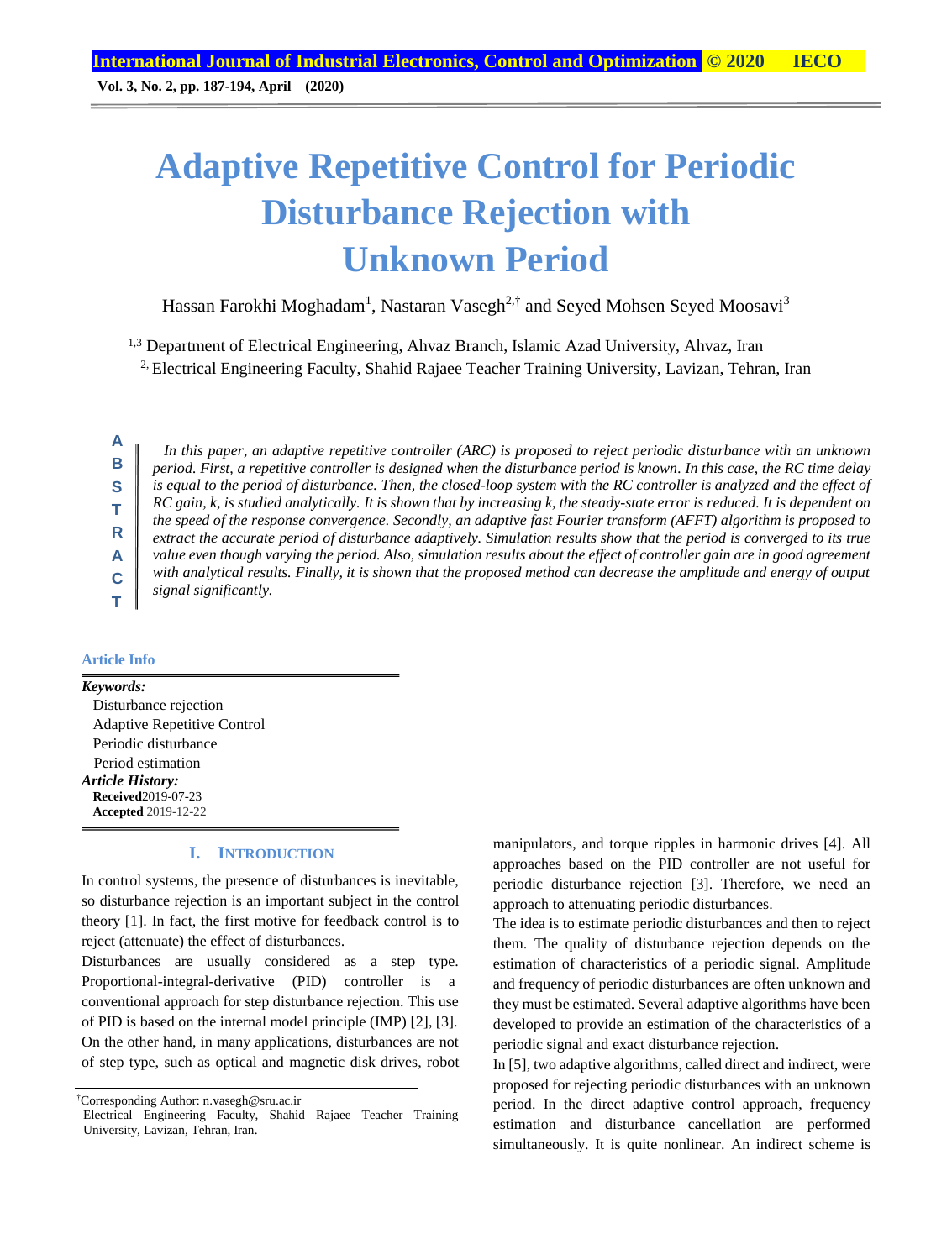# Adaptive Repetitive Control for Periodic Disturbance Rejection with Unknown Period

Hassan Farokhi Moghadam[1], Nastaran Vasegh[2,†] and Seyed Mohsen Seyed Moosavi[3]

[1,3] Department of Electrical Engineering, Ahvaz Branch, Islamic Azad University, Ahvaz, Iran

[2] Electrical Engineering Faculty, Shahid Rajaee Teacher Training University, Lavizan, Tehran, Iran

**ABSTRACT**

*In this paper, an adaptive repetitive controller (ARC) is proposed to reject periodic disturbance with an unknown period. First, a repetitive controller is designed when the disturbance period is known. In this case, the RC time delay is equal to the period of disturbance. Then, the closed-loop system with the RC controller is analyzed and the effect of RC gain, k, is studied analytically. It is shown that by increasing k, the steady-state error is reduced. It is dependent on the speed of the response convergence. Secondly, an adaptive fast Fourier transform (AFFT) algorithm is proposed to extract the accurate period of disturbance adaptively. Simulation results show that the period is converged to its true value even though varying the period. Also, simulation results about the effect of controller gain are in good agreement with analytical results. Finally, it is shown that the proposed method can decrease the amplitude and energy of output signal significantly.*

**Article Info**

***Keywords:***

Disturbance rejection
Adaptive Repetitive Control
Periodic disturbance
Period estimation

***Article History:***

**Received** 2019-07-23
**Accepted** 2019-12-22

## I. INTRODUCTION

In control systems, the presence of disturbances is inevitable, so disturbance rejection is an important subject in the control theory [1]. In fact, the first motive for feedback control is to reject (attenuate) the effect of disturbances.

Disturbances are usually considered as a step type. Proportional-integral-derivative (PID) controller is a conventional approach for step disturbance rejection. This use of PID is based on the internal model principle (IMP) [2], [3]. On the other hand, in many applications, disturbances are not of step type, such as optical and magnetic disk drives, robot manipulators, and torque ripples in harmonic drives [4]. All approaches based on the PID controller are not useful for periodic disturbance rejection [3]. Therefore, we need an approach to attenuating periodic disturbances.

The idea is to estimate periodic disturbances and then to reject them. The quality of disturbance rejection depends on the estimation of characteristics of a periodic signal. Amplitude and frequency of periodic disturbances are often unknown and they must be estimated. Several adaptive algorithms have been developed to provide an estimation of the characteristics of a periodic signal and exact disturbance rejection.

In [5], two adaptive algorithms, called direct and indirect, were proposed for rejecting periodic disturbances with an unknown period. In the direct adaptive control approach, frequency estimation and disturbance cancellation are performed simultaneously. It is quite nonlinear. An indirect scheme is

† Corresponding Author: n.vasegh@sru.ac.ir
Electrical Engineering Faculty, Shahid Rajaee Teacher Training University, Lavizan, Tehran, Iran.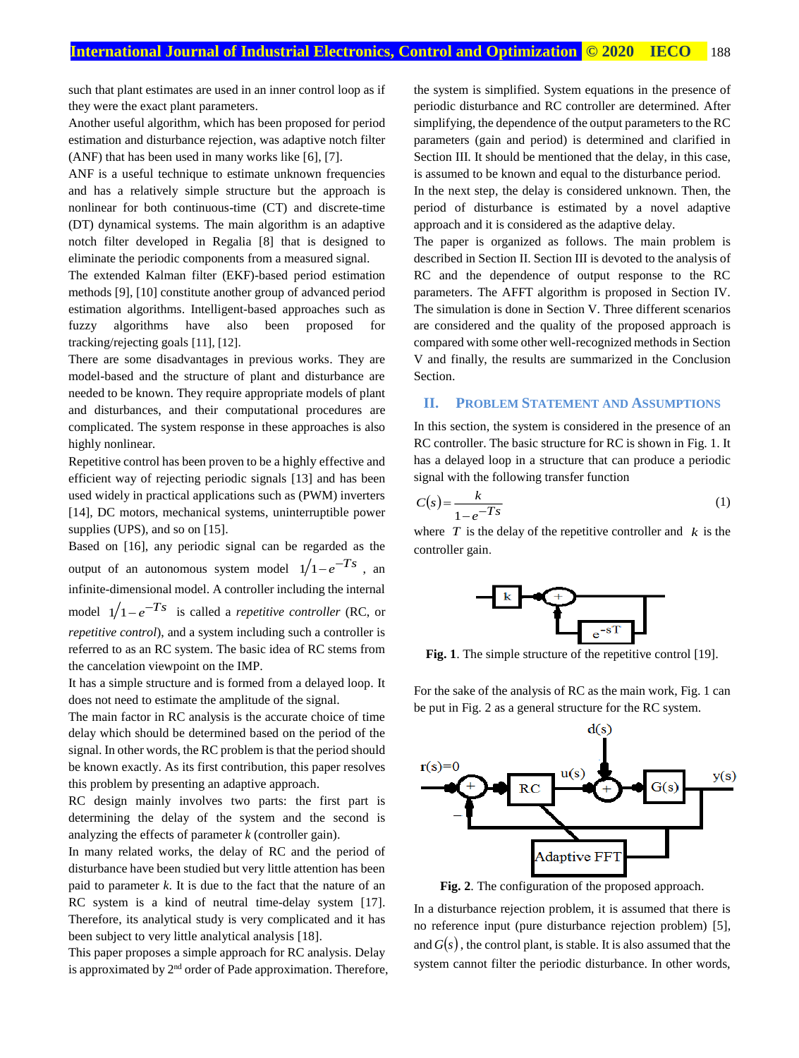such that plant estimates are used in an inner control loop as if they were the exact plant parameters.

Another useful algorithm, which has been proposed for period estimation and disturbance rejection, was adaptive notch filter (ANF) that has been used in many works like [6], [7].

ANF is a useful technique to estimate unknown frequencies and has a relatively simple structure but the approach is nonlinear for both continuous-time (CT) and discrete-time (DT) dynamical systems. The main algorithm is an adaptive notch filter developed in Regalia [8] that is designed to eliminate the periodic components from a measured signal.

The extended Kalman filter (EKF)-based period estimation methods [9], [10] constitute another group of advanced period estimation algorithms. Intelligent-based approaches such as fuzzy algorithms have also been proposed for tracking/rejecting goals [11], [12].

There are some disadvantages in previous works. They are model-based and the structure of plant and disturbance are needed to be known. They require appropriate models of plant and disturbances, and their computational procedures are complicated. The system response in these approaches is also highly nonlinear.

Repetitive control has been proven to be a highly effective and efficient way of rejecting periodic signals [13] and has been used widely in practical applications such as (PWM) inverters [14], DC motors, mechanical systems, uninterruptible power supplies (UPS), and so on [15].

Based on [16], any periodic signal can be regarded as the output of an autonomous system model $1/1-e^{-Ts}$, an infinite-dimensional model. A controller including the internal model $1/1-e^{-Ts}$ is called a *repetitive controller* (RC, or *repetitive control*), and a system including such a controller is referred to as an RC system. The basic idea of RC stems from the cancelation viewpoint on the IMP.

It has a simple structure and is formed from a delayed loop. It does not need to estimate the amplitude of the signal.

The main factor in RC analysis is the accurate choice of time delay which should be determined based on the period of the signal. In other words, the RC problem is that the period should be known exactly. As its first contribution, this paper resolves this problem by presenting an adaptive approach.

RC design mainly involves two parts: the first part is determining the delay of the system and the second is analyzing the effects of parameter *k* (controller gain).

In many related works, the delay of RC and the period of disturbance have been studied but very little attention has been paid to parameter *k*. It is due to the fact that the nature of an RC system is a kind of neutral time-delay system [17]. Therefore, its analytical study is very complicated and it has been subject to very little analytical analysis [18].

This paper proposes a simple approach for RC analysis. Delay is approximated by 2nd order of Pade approximation. Therefore, the system is simplified. System equations in the presence of periodic disturbance and RC controller are determined. After simplifying, the dependence of the output parameters to the RC parameters (gain and period) is determined and clarified in Section III. It should be mentioned that the delay, in this case, is assumed to be known and equal to the disturbance period.

In the next step, the delay is considered unknown. Then, the period of disturbance is estimated by a novel adaptive approach and it is considered as the adaptive delay.

The paper is organized as follows. The main problem is described in Section II. Section III is devoted to the analysis of RC and the dependence of output response to the RC parameters. The AFFT algorithm is proposed in Section IV. The simulation is done in Section V. Three different scenarios are considered and the quality of the proposed approach is compared with some other well-recognized methods in Section V and finally, the results are summarized in the Conclusion Section.

## II. Problem Statement and Assumptions

In this section, the system is considered in the presence of an RC controller. The basic structure for RC is shown in Fig. 1. It has a delayed loop in a structure that can produce a periodic signal with the following transfer function

$$C(s) = \frac{k}{1-e^{-Ts}} \tag{1}$$

where $T$ is the delay of the repetitive controller and $k$ is the controller gain.

**Fig. 1**. The simple structure of the repetitive control [19].

For the sake of the analysis of RC as the main work, Fig. 1 can be put in Fig. 2 as a general structure for the RC system.

**Fig. 2**. The configuration of the proposed approach.

In a disturbance rejection problem, it is assumed that there is no reference input (pure disturbance rejection problem) [5], and $G(s)$, the control plant, is stable. It is also assumed that the system cannot filter the periodic disturbance. In other words,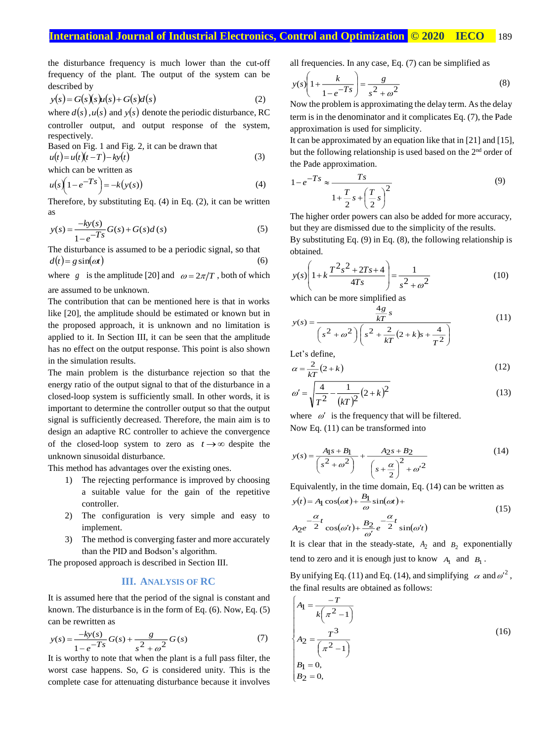the disturbance frequency is much lower than the cut-off frequency of the plant. The output of the system can be described by

$$y(s) = G(s)(s)u(s) + G(s)d(s) \tag{2}$$

where $d(s)$, $u(s)$ and $y(s)$ denote the periodic disturbance, RC controller output, and output response of the system, respectively.

Based on Fig. 1 and Fig. 2, it can be drawn that

$$u(t) = u(t)(t-T) - ky(t) \tag{3}$$

which can be written as

$$u(s)\left(1 - e^{-Ts}\right) = -k(y(s)) \tag{4}$$

Therefore, by substituting Eq. (4) in Eq. (2), it can be written as

$$y(s) = \frac{-ky(s)}{1 - e^{-Ts}} G(s) + G(s)d(s) \tag{5}$$

The disturbance is assumed to be a periodic signal, so that

$$d(t) = g\sin(\omega t) \tag{6}$$

where $g$ is the amplitude [20] and $\omega = 2\pi/T$, both of which are assumed to be unknown.

The contribution that can be mentioned here is that in works like [20], the amplitude should be estimated or known but in the proposed approach, it is unknown and no limitation is applied to it. In Section III, it can be seen that the amplitude has no effect on the output response. This point is also shown in the simulation results.

The main problem is the disturbance rejection so that the energy ratio of the output signal to that of the disturbance in a closed-loop system is sufficiently small. In other words, it is important to determine the controller output so that the output signal is sufficiently decreased. Therefore, the main aim is to design an adaptive RC controller to achieve the convergence of the closed-loop system to zero as $t \to \infty$ despite the unknown sinusoidal disturbance.

This method has advantages over the existing ones.

1) The rejecting performance is improved by choosing a suitable value for the gain of the repetitive controller.
2) The configuration is very simple and easy to implement.
3) The method is converging faster and more accurately than the PID and Bodson's algorithm.

The proposed approach is described in Section III.

## III. Analysis of RC

It is assumed here that the period of the signal is constant and known. The disturbance is in the form of Eq. (6). Now, Eq. (5) can be rewritten as

$$y(s) = \frac{-ky(s)}{1 - e^{-Ts}} G(s) + \frac{g}{s^2 + \omega^2} G(s) \tag{7}$$

It is worthy to note that when the plant is a full pass filter, the worst case happens. So, $G$ is considered unity. This is the complete case for attenuating disturbance because it involves all frequencies. In any case, Eq. (7) can be simplified as

$$y(s)\left(1 + \frac{k}{1 - e^{-Ts}}\right) = \frac{g}{s^2 + \omega^2} \tag{8}$$

Now the problem is approximating the delay term. As the delay term is in the denominator and it complicates Eq. (7), the Pade approximation is used for simplicity.

It can be approximated by an equation like that in [21] and [15], but the following relationship is used based on the 2nd order of the Pade approximation.

$$1 - e^{-Ts} \approx \frac{Ts}{1 + \frac{T}{2}s + \left(\frac{T}{2}s\right)^2} \tag{9}$$

The higher order powers can also be added for more accuracy, but they are dismissed due to the simplicity of the results.

By substituting Eq. (9) in Eq. (8), the following relationship is obtained.

$$y(s)\left(1 + k\frac{T^2 s^2 + 2Ts + 4}{4Ts}\right) = \frac{1}{s^2 + \omega^2} \tag{10}$$

which can be more simplified as

$$y(s) = \frac{\frac{4g}{kT}s}{\left(s^2 + \omega^2\right)\left(s^2 + \frac{2}{kT}(2+k)s + \frac{4}{T^2}\right)} \tag{11}$$

Let's define,

$$\alpha = \frac{2}{kT}(2+k) \tag{12}$$

$$\omega' = \sqrt{\frac{4}{T^2} - \frac{1}{(kT)^2}(2+k)^2} \tag{13}$$

where $\omega'$ is the frequency that will be filtered.

Now Eq. (11) can be transformed into

$$y(s) = \frac{A_1 s + B_1}{\left(s^2 + \omega^2\right)} + \frac{A_2 s + B_2}{\left(s + \frac{\alpha}{2}\right)^2 + \omega'^2} \tag{14}$$

Equivalently, in the time domain, Eq. (14) can be written as

$$y(t) = A_1\cos(\omega t) + \frac{B_1}{\omega}\sin(\omega t) + A_2 e^{-\frac{\alpha}{2}t}\cos(\omega' t) + \frac{B_2}{\omega'}e^{-\frac{\alpha}{2}t}\sin(\omega' t) \tag{15}$$

It is clear that in the steady-state, $A_2$ and $B_2$ exponentially tend to zero and it is enough just to know $A_1$ and $B_1$.

By unifying Eq. (11) and Eq. (14), and simplifying $\alpha$ and $\omega'^2$, the final results are obtained as follows:

$$\begin{cases} A_1 = \dfrac{-T}{k\left(\pi^2 - 1\right)} \\ A_2 = \dfrac{T^3}{\left(\pi^2 - 1\right)} \\ B_1 = 0, \\ B_2 = 0, \end{cases} \tag{16}$$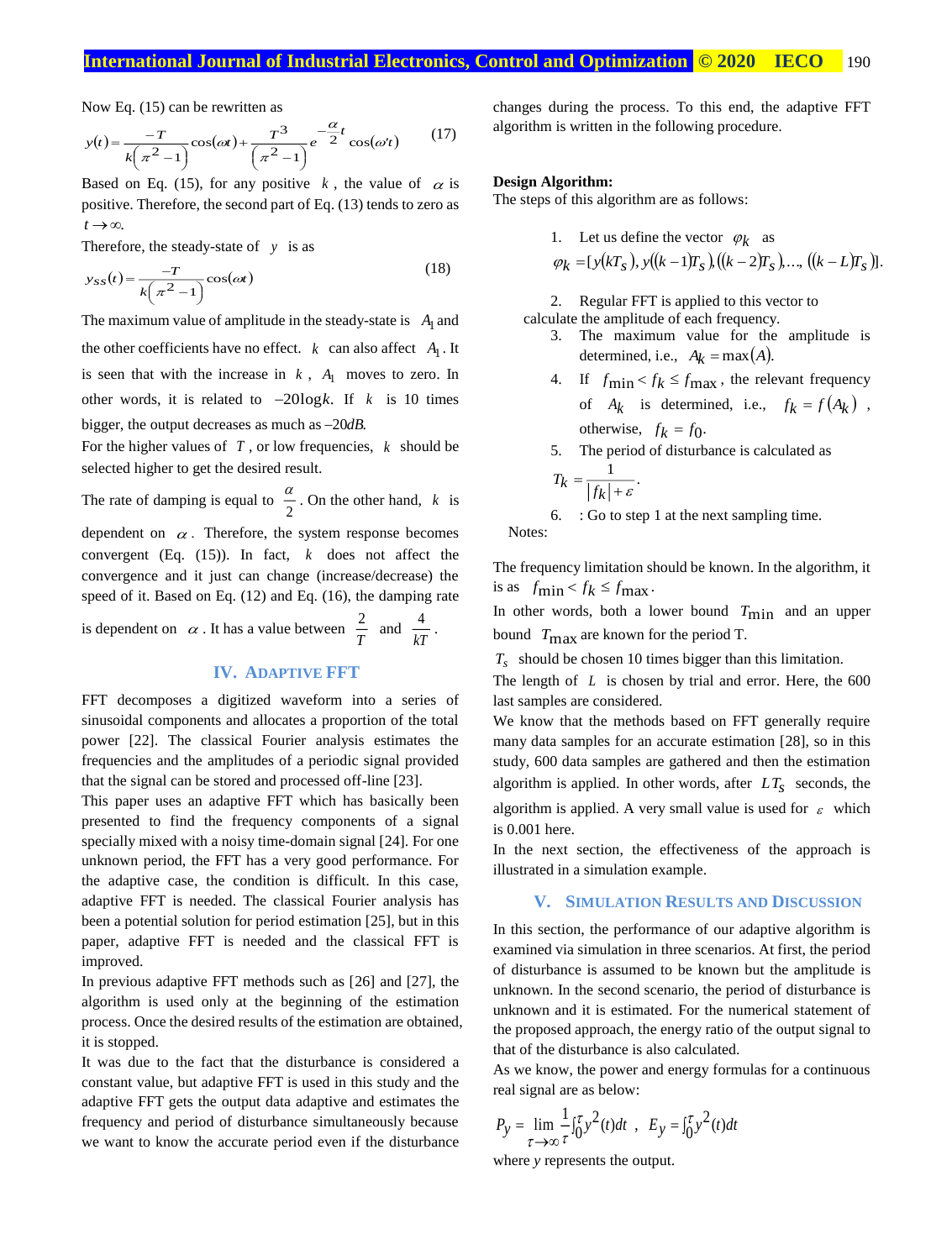Now Eq. (15) can be rewritten as

$$y(t)=\frac{-T}{k\left(\pi^2-1\right)}\cos(\omega t)+\frac{T^3}{\left(\pi^2-1\right)}e^{-\frac{\alpha}{2}t}\cos(\omega' t) \tag{17}$$

Based on Eq. (15), for any positive $k$, the value of $\alpha$ is positive. Therefore, the second part of Eq. (13) tends to zero as $t\to\infty$.

Therefore, the steady-state of $y$ is as

$$y_{ss}(t)=\frac{-T}{k\left(\pi^2-1\right)}\cos(\omega t) \tag{18}$$

The maximum value of amplitude in the steady-state is $A_1$ and the other coefficients have no effect. $k$ can also affect $A_1$. It is seen that with the increase in $k$, $A_1$ moves to zero. In other words, it is related to $-20\log k$. If $k$ is 10 times bigger, the output decreases as much as $-20dB$.

For the higher values of $T$, or low frequencies, $k$ should be selected higher to get the desired result.

The rate of damping is equal to $\frac{\alpha}{2}$. On the other hand, $k$ is dependent on $\alpha$. Therefore, the system response becomes convergent (Eq. (15)). In fact, $k$ does not affect the convergence and it just can change (increase/decrease) the speed of it. Based on Eq. (12) and Eq. (16), the damping rate is dependent on $\alpha$. It has a value between $\frac{2}{T}$ and $\frac{4}{kT}$.

## IV. Adaptive FFT

FFT decomposes a digitized waveform into a series of sinusoidal components and allocates a proportion of the total power [22]. The classical Fourier analysis estimates the frequencies and the amplitudes of a periodic signal provided that the signal can be stored and processed off-line [23].

This paper uses an adaptive FFT which has basically been presented to find the frequency components of a signal specially mixed with a noisy time-domain signal [24]. For one unknown period, the FFT has a very good performance. For the adaptive case, the condition is difficult. In this case, adaptive FFT is needed. The classical Fourier analysis has been a potential solution for period estimation [25], but in this paper, adaptive FFT is needed and the classical FFT is improved.

In previous adaptive FFT methods such as [26] and [27], the algorithm is used only at the beginning of the estimation process. Once the desired results of the estimation are obtained, it is stopped.

It was due to the fact that the disturbance is considered a constant value, but adaptive FFT is used in this study and the adaptive FFT gets the output data adaptive and estimates the frequency and period of disturbance simultaneously because we want to know the accurate period even if the disturbance changes during the process. To this end, the adaptive FFT algorithm is written in the following procedure.

**Design Algorithm:**

The steps of this algorithm are as follows:

1. Let us define the vector $\varphi_k$ as $\varphi_k=[y(kT_s),y((k-1)T_s),((k-2)T_s),\ldots,((k-L)T_s)]$.
2. Regular FFT is applied to this vector to calculate the amplitude of each frequency.
3. The maximum value for the amplitude is determined, i.e., $A_k=\max(A)$.
4. If $f_{\min}<f_k\le f_{\max}$, the relevant frequency of $A_k$ is determined, i.e., $f_k=f(A_k)$, otherwise, $f_k=f_0$.
5. The period of disturbance is calculated as $T_k=\frac{1}{|f_k|+\varepsilon}$.
6. : Go to step 1 at the next sampling time.

Notes:

The frequency limitation should be known. In the algorithm, it is as $f_{\min}<f_k\le f_{\max}$.

In other words, both a lower bound $T_{\min}$ and an upper bound $T_{\max}$ are known for the period T.

$T_s$ should be chosen 10 times bigger than this limitation.

The length of $L$ is chosen by trial and error. Here, the 600 last samples are considered.

We know that the methods based on FFT generally require many data samples for an accurate estimation [28], so in this study, 600 data samples are gathered and then the estimation algorithm is applied. In other words, after $LT_s$ seconds, the algorithm is applied. A very small value is used for $\varepsilon$ which is 0.001 here.

In the next section, the effectiveness of the approach is illustrated in a simulation example.

## V. Simulation Results and Discussion

In this section, the performance of our adaptive algorithm is examined via simulation in three scenarios. At first, the period of disturbance is assumed to be known but the amplitude is unknown. In the second scenario, the period of disturbance is unknown and it is estimated. For the numerical statement of the proposed approach, the energy ratio of the output signal to that of the disturbance is also calculated.

As we know, the power and energy formulas for a continuous real signal are as below:

$$P_y=\lim_{\tau\to\infty}\frac{1}{\tau}\int_0^{\tau}y^2(t)dt\ ,\quad E_y=\int_0^{\tau}y^2(t)dt$$

where $y$ represents the output.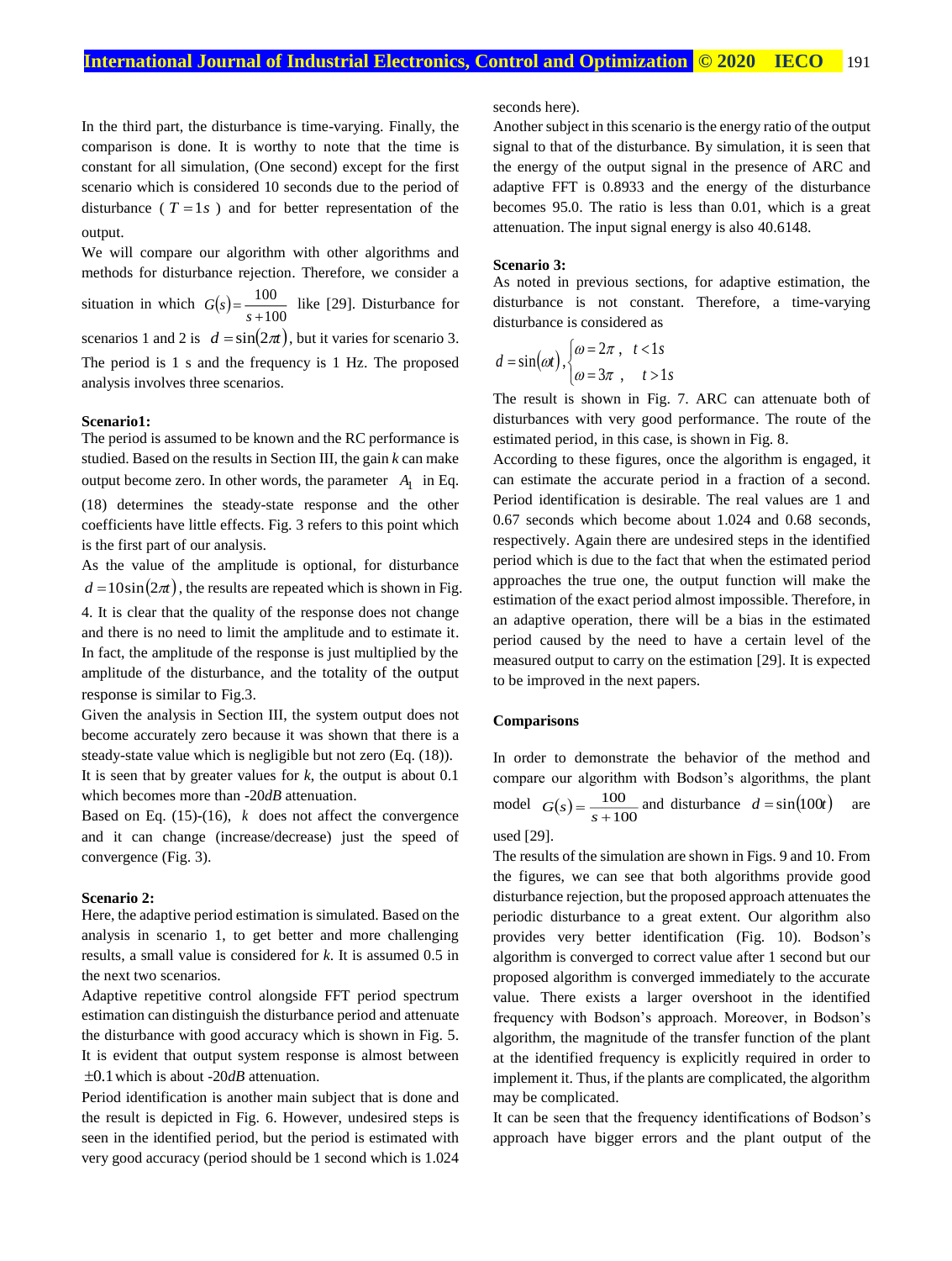In the third part, the disturbance is time-varying. Finally, the comparison is done. It is worthy to note that the time is constant for all simulation, (One second) except for the first scenario which is considered 10 seconds due to the period of disturbance ( $T = 1s$ ) and for better representation of the output.

We will compare our algorithm with other algorithms and methods for disturbance rejection. Therefore, we consider a situation in which $G(s) = \frac{100}{s+100}$ like [29]. Disturbance for scenarios 1 and 2 is $d = \sin(2\pi t)$, but it varies for scenario 3. The period is 1 s and the frequency is 1 Hz. The proposed analysis involves three scenarios.

**Scenario1:**

The period is assumed to be known and the RC performance is studied. Based on the results in Section III, the gain *k* can make output become zero. In other words, the parameter $A_1$ in Eq. (18) determines the steady-state response and the other coefficients have little effects. Fig. 3 refers to this point which is the first part of our analysis.

As the value of the amplitude is optional, for disturbance $d = 10\sin(2\pi t)$, the results are repeated which is shown in Fig. 4. It is clear that the quality of the response does not change and there is no need to limit the amplitude and to estimate it. In fact, the amplitude of the response is just multiplied by the amplitude of the disturbance, and the totality of the output response is similar to Fig.3.

Given the analysis in Section III, the system output does not become accurately zero because it was shown that there is a steady-state value which is negligible but not zero (Eq. (18)).

It is seen that by greater values for *k*, the output is about 0.1 which becomes more than -20*dB* attenuation.

Based on Eq. (15)-(16), $k$ does not affect the convergence and it can change (increase/decrease) just the speed of convergence (Fig. 3).

**Scenario 2:**

Here, the adaptive period estimation is simulated. Based on the analysis in scenario 1, to get better and more challenging results, a small value is considered for *k*. It is assumed 0.5 in the next two scenarios.

Adaptive repetitive control alongside FFT period spectrum estimation can distinguish the disturbance period and attenuate the disturbance with good accuracy which is shown in Fig. 5. It is evident that output system response is almost between $\pm 0.1$ which is about -20*dB* attenuation.

Period identification is another main subject that is done and the result is depicted in Fig. 6. However, undesired steps is seen in the identified period, but the period is estimated with very good accuracy (period should be 1 second which is 1.024 seconds here).

Another subject in this scenario is the energy ratio of the output signal to that of the disturbance. By simulation, it is seen that the energy of the output signal in the presence of ARC and adaptive FFT is 0.8933 and the energy of the disturbance becomes 95.0. The ratio is less than 0.01, which is a great attenuation. The input signal energy is also 40.6148.

**Scenario 3:**

As noted in previous sections, for adaptive estimation, the disturbance is not constant. Therefore, a time-varying disturbance is considered as

$$d = \sin(\omega t), \begin{cases} \omega = 2\pi\ , & t < 1s \\ \omega = 3\pi\ , & t > 1s \end{cases}$$

The result is shown in Fig. 7. ARC can attenuate both of disturbances with very good performance. The route of the estimated period, in this case, is shown in Fig. 8.

According to these figures, once the algorithm is engaged, it can estimate the accurate period in a fraction of a second. Period identification is desirable. The real values are 1 and 0.67 seconds which become about 1.024 and 0.68 seconds, respectively. Again there are undesired steps in the identified period which is due to the fact that when the estimated period approaches the true one, the output function will make the estimation of the exact period almost impossible. Therefore, in an adaptive operation, there will be a bias in the estimated period caused by the need to have a certain level of the measured output to carry on the estimation [29]. It is expected to be improved in the next papers.

**Comparisons**

In order to demonstrate the behavior of the method and compare our algorithm with Bodson's algorithms, the plant model $G(s) = \frac{100}{s+100}$ and disturbance $d = \sin(100t)$ are used [29].

The results of the simulation are shown in Figs. 9 and 10. From the figures, we can see that both algorithms provide good disturbance rejection, but the proposed approach attenuates the periodic disturbance to a great extent. Our algorithm also provides very better identification (Fig. 10). Bodson's algorithm is converged to correct value after 1 second but our proposed algorithm is converged immediately to the accurate value. There exists a larger overshoot in the identified frequency with Bodson's approach. Moreover, in Bodson's algorithm, the magnitude of the transfer function of the plant at the identified frequency is explicitly required in order to implement it. Thus, if the plants are complicated, the algorithm may be complicated.

It can be seen that the frequency identifications of Bodson's approach have bigger errors and the plant output of the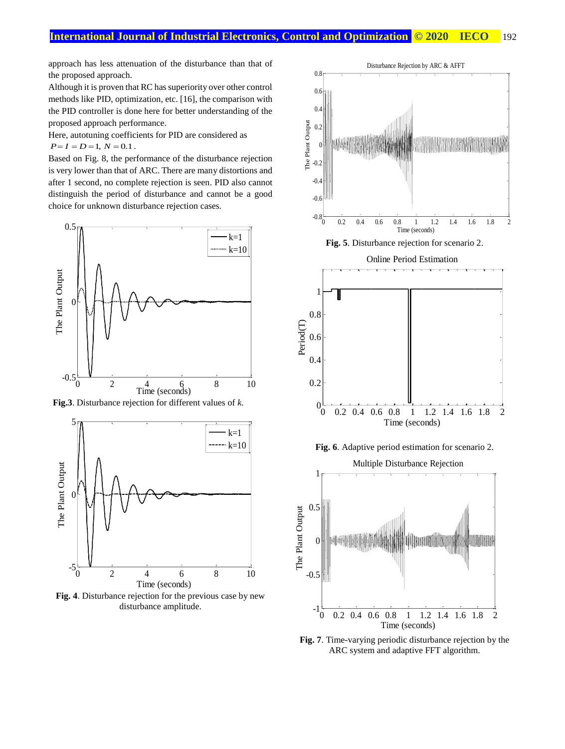approach has less attenuation of the disturbance than that of the proposed approach.

Although it is proven that RC has superiority over other control methods like PID, optimization, etc. [16], the comparison with the PID controller is done here for better understanding of the proposed approach performance.

Here, autotuning coefficients for PID are considered as $P = I = D = 1,\ N = 0.1$.

Based on Fig. 8, the performance of the disturbance rejection is very lower than that of ARC. There are many distortions and after 1 second, no complete rejection is seen. PID also cannot distinguish the period of disturbance and cannot be a good choice for unknown disturbance rejection cases.

**Fig.3**. Disturbance rejection for different values of *k*.

**Fig. 4**. Disturbance rejection for the previous case by new disturbance amplitude.

**Fig. 5**. Disturbance rejection for scenario 2.

**Fig. 6**. Adaptive period estimation for scenario 2.

**Fig. 7**. Time-varying periodic disturbance rejection by the ARC system and adaptive FFT algorithm.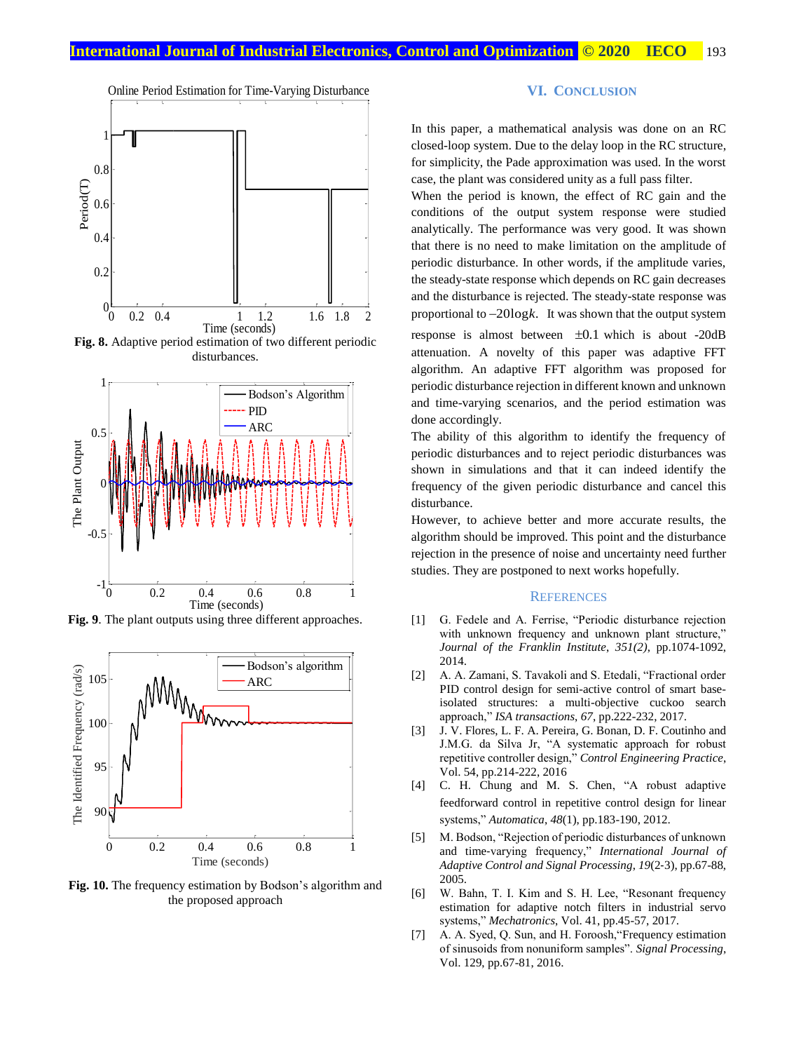Fig. 8. Adaptive period estimation of two different periodic disturbances.

Fig. 9. The plant outputs using three different approaches.

Fig. 10. The frequency estimation by Bodson's algorithm and the proposed approach

## VI. CONCLUSION

In this paper, a mathematical analysis was done on an RC closed-loop system. Due to the delay loop in the RC structure, for simplicity, the Pade approximation was used. In the worst case, the plant was considered unity as a full pass filter.

When the period is known, the effect of RC gain and the conditions of the output system response were studied analytically. The performance was very good. It was shown that there is no need to make limitation on the amplitude of periodic disturbance. In other words, if the amplitude varies, the steady-state response which depends on RC gain decreases and the disturbance is rejected. The steady-state response was proportional to $-20\log k$. It was shown that the output system response is almost between $\pm 0.1$ which is about -20dB attenuation. A novelty of this paper was adaptive FFT algorithm. An adaptive FFT algorithm was proposed for periodic disturbance rejection in different known and unknown and time-varying scenarios, and the period estimation was done accordingly.

The ability of this algorithm to identify the frequency of periodic disturbances and to reject periodic disturbances was shown in simulations and that it can indeed identify the frequency of the given periodic disturbance and cancel this disturbance.

However, to achieve better and more accurate results, the algorithm should be improved. This point and the disturbance rejection in the presence of noise and uncertainty need further studies. They are postponed to next works hopefully.

## REFERENCES

[1] G. Fedele and A. Ferrise, "Periodic disturbance rejection with unknown frequency and unknown plant structure," *Journal of the Franklin Institute*, *351(2)*, pp.1074-1092, 2014.

[2] A. A. Zamani, S. Tavakoli and S. Etedali, "Fractional order PID control design for semi-active control of smart base-isolated structures: a multi-objective cuckoo search approach," *ISA transactions*, *67*, pp.222-232, 2017.

[3] J. V. Flores, L. F. A. Pereira, G. Bonan, D. F. Coutinho and J.M.G. da Silva Jr, "A systematic approach for robust repetitive controller design," *Control Engineering Practice*, Vol. 54, pp.214-222, 2016

[4] C. H. Chung and M. S. Chen, "A robust adaptive feedforward control in repetitive control design for linear systems," *Automatica*, *48*(1), pp.183-190, 2012.

[5] M. Bodson, "Rejection of periodic disturbances of unknown and time-varying frequency," *International Journal of Adaptive Control and Signal Processing*, *19*(2-3), pp.67-88, 2005.

[6] W. Bahn, T. I. Kim and S. H. Lee, "Resonant frequency estimation for adaptive notch filters in industrial servo systems," *Mechatronics*, Vol. 41, pp.45-57, 2017.

[7] A. A. Syed, Q. Sun, and H. Foroosh,"Frequency estimation of sinusoids from nonuniform samples". *Signal Processing*, Vol. 129, pp.67-81, 2016.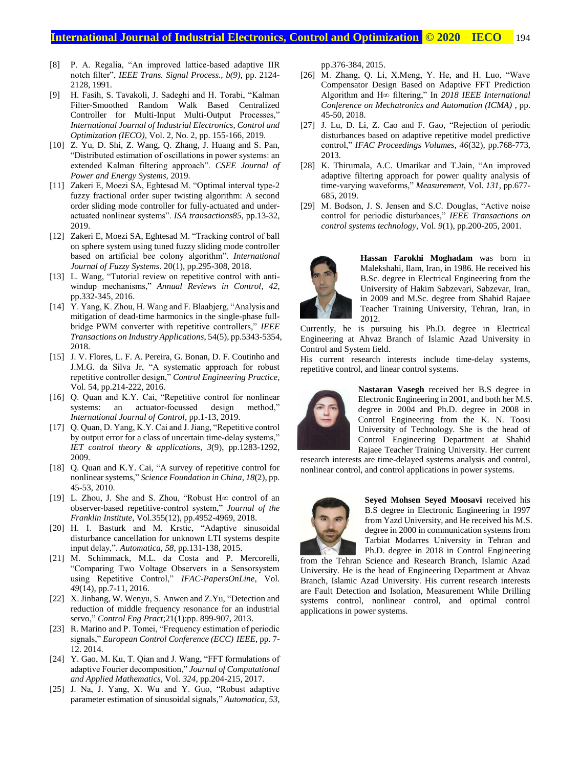[8] P. A. Regalia, "An improved lattice-based adaptive IIR notch filter", *IEEE Trans. Signal Process.*, *b(9)*, pp. 2124-2128, 1991.

[9] H. Fasih, S. Tavakoli, J. Sadeghi and H. Torabi, "Kalman Filter-Smoothed Random Walk Based Centralized Controller for Multi-Input Multi-Output Processes," *International Journal of Industrial Electronics, Control and Optimization (IECO)*, Vol. 2, No. 2, pp. 155-166, 2019.

[10] Z. Yu, D. Shi, Z. Wang, Q. Zhang, J. Huang and S. Pan, "Distributed estimation of oscillations in power systems: an extended Kalman filtering approach". *CSEE Journal of Power and Energy Systems*, 2019.

[11] Zakeri E, Moezi SA, Eghtesad M. "Optimal interval type-2 fuzzy fractional order super twisting algorithm: A second order sliding mode controller for fully-actuated and under-actuated nonlinear systems". *ISA transactions85*, pp.13-32, 2019.

[12] Zakeri E, Moezi SA, Eghtesad M. "Tracking control of ball on sphere system using tuned fuzzy sliding mode controller based on artificial bee colony algorithm". *International Journal of Fuzzy Systems*. 20(1), pp.295-308, 2018.

[13] L. Wang, "Tutorial review on repetitive control with anti-windup mechanisms", *Annual Reviews in Control*, *42*, pp.332-345, 2016.

[14] Y. Yang, K. Zhou, H. Wang and F. Blaabjerg, "Analysis and mitigation of dead-time harmonics in the single-phase full-bridge PWM converter with repetitive controllers," *IEEE Transactions on Industry Applications*, 54(5), pp.5343-5354, 2018.

[15] J. V. Flores, L. F. A. Pereira, G. Bonan, D. F. Coutinho and J.M.G. da Silva Jr, "A systematic approach for robust repetitive controller design," *Control Engineering Practice*, Vol. 54, pp.214-222, 2016.

[16] Q. Quan and K.Y. Cai, "Repetitive control for nonlinear systems: an actuator-focussed design method," *International Journal of Control*, pp.1-13, 2019.

[17] Q. Quan, D. Yang, K.Y. Cai and J. Jiang, "Repetitive control by output error for a class of uncertain time-delay systems," *IET control theory & applications*, *3*(9), pp.1283-1292, 2009.

[18] Q. Quan and K.Y. Cai, "A survey of repetitive control for nonlinear systems," *Science Foundation in China*, *18*(2), pp. 45-53, 2010.

[19] L. Zhou, J. She and S. Zhou, "Robust H∞ control of an observer-based repetitive-control system," *Journal of the Franklin Institute*, Vol.355(12), pp.4952-4969, 2018.

[20] H. I. Basturk and M. Krstic, "Adaptive sinusoidal disturbance cancellation for unknown LTI systems despite input delay,". *Automatica*, *58*, pp.131-138, 2015.

[21] M. Schimmack, M.L. da Costa and P. Mercorelli, "Comparing Two Voltage Observers in a Sensorsystem using Repetitive Control," *IFAC-PapersOnLine*, Vol. *49*(14), pp.7-11, 2016.

[22] X. Jinbang, W. Wenyu, S. Anwen and Z.Yu, "Detection and reduction of middle frequency resonance for an industrial servo," *Control Eng Pract*;21(1):pp. 899-907, 2013.

[23] R. Marino and P. Tomei, "Frequency estimation of periodic signals," *European Control Conference (ECC) IEEE*, pp. 7-12. 2014.

[24] Y. Gao, M. Ku, T. Qian and J. Wang, "FFT formulations of adaptive Fourier decomposition," *Journal of Computational and Applied Mathematics*, Vol. *324*, pp.204-215, 2017.

[25] J. Na, J. Yang, X. Wu and Y. Guo, "Robust adaptive parameter estimation of sinusoidal signals," *Automatica*, *53*, pp.376-384, 2015.

[26] M. Zhang, Q. Li, X.Meng, Y. He, and H. Luo, "Wave Compensator Design Based on Adaptive FFT Prediction Algorithm and H∞ filtering," In *2018 IEEE International Conference on Mechatronics and Automation (ICMA)* , pp. 45-50, 2018.

[27] J. Lu, D. Li, Z. Cao and F. Gao, "Rejection of periodic disturbances based on adaptive repetitive model predictive control," *IFAC Proceedings Volumes*, *46*(32), pp.768-773, 2013.

[28] K. Thirumala, A.C. Umarikar and T.Jain, "An improved adaptive filtering approach for power quality analysis of time-varying waveforms," *Measurement*, Vol. *131*, pp.677-685, 2019.

[29] M. Bodson, J. S. Jensen and S.C. Douglas, "Active noise control for periodic disturbances," *IEEE Transactions on control systems technology*, Vol. *9*(1), pp.200-205, 2001.

**Hassan Farokhi Moghadam** was born in Malekshahi, Ilam, Iran, in 1986. He received his B.Sc. degree in Electrical Engineering from the University of Hakim Sabzevari, Sabzevar, Iran, in 2009 and M.Sc. degree from Shahid Rajaee Teacher Training University, Tehran, Iran, in 2012.

Currently, he is pursuing his Ph.D. degree in Electrical Engineering at Ahvaz Branch of Islamic Azad University in Control and System field.

His current research interests include time-delay systems, repetitive control, and linear control systems.

**Nastaran Vasegh** received her B.S degree in Electronic Engineering in 2001, and both her M.S. degree in 2004 and Ph.D. degree in 2008 in Control Engineering from the K. N. Toosi University of Technology. She is the head of Control Engineering Department at Shahid Rajaee Teacher Training University. Her current research interests are time-delayed systems analysis and control, nonlinear control, and control applications in power systems.

**Seyed Mohsen Seyed Moosavi** received his B.S degree in Electronic Engineering in 1997 from Yazd University, and He received his M.S. degree in 2000 in communication systems from Tarbiat Modarres University in Tehran and Ph.D. degree in 2018 in Control Engineering from the Tehran Science and Research Branch, Islamic Azad University. He is the head of Engineering Department at Ahvaz Branch, Islamic Azad University. His current research interests are Fault Detection and Isolation, Measurement While Drilling systems control, nonlinear control, and optimal control applications in power systems.